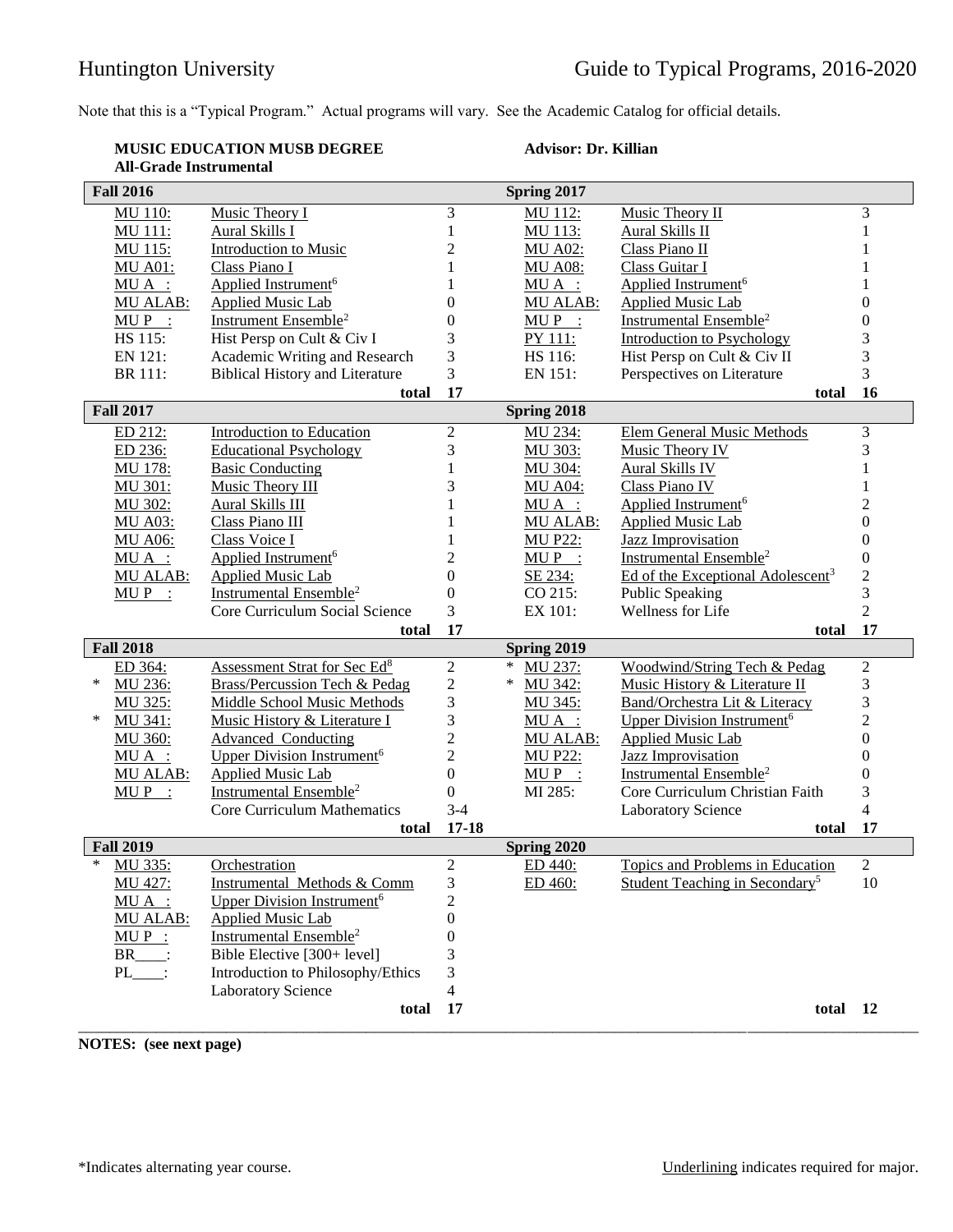Huntington University — Guide to Typical Programs, 2016-2020

Note that this is a "Typical Program." Actual programs will vary. See the Academic Catalog for official details.

**MUSIC EDUCATION MUSB DEGREE**
**All-Grade Instrumental**

**Advisor: Dr. Killian**

| **Fall 2016** | | | **Spring 2017** | | |
|---|---|---|---|---|---|
| MU 110: | Music Theory I | 3 | MU 112: | Music Theory II | 3 |
| MU 111: | Aural Skills I | 1 | MU 113: | Aural Skills II | 1 |
| MU 115: | Introduction to Music | 2 | MU A02: | Class Piano II | 1 |
| MU A01: | Class Piano I | 1 | MU A08: | Class Guitar I | 1 |
| MU A : | Applied Instrument[6] | 1 | MU A : | Applied Instrument[6] | 1 |
| MU ALAB: | Applied Music Lab | 0 | MU ALAB: | Applied Music Lab | 0 |
| MU P : | Instrument Ensemble[2] | 0 | MU P : | Instrumental Ensemble[2] | 0 |
| HS 115: | Hist Persp on Cult & Civ I | 3 | PY 111: | Introduction to Psychology | 3 |
| EN 121: | Academic Writing and Research | 3 | HS 116: | Hist Persp on Cult & Civ II | 3 |
| BR 111: | Biblical History and Literature | 3 | EN 151: | Perspectives on Literature | 3 |
| | **total** | **17** | | **total** | **16** |
| **Fall 2017** | | | **Spring 2018** | | |
| ED 212: | Introduction to Education | 2 | MU 234: | Elem General Music Methods | 3 |
| ED 236: | Educational Psychology | 3 | MU 303: | Music Theory IV | 3 |
| MU 178: | Basic Conducting | 1 | MU 304: | Aural Skills IV | 1 |
| MU 301: | Music Theory III | 3 | MU A04: | Class Piano IV | 1 |
| MU 302: | Aural Skills III | 1 | MU A : | Applied Instrument[6] | 2 |
| MU A03: | Class Piano III | 1 | MU ALAB: | Applied Music Lab | 0 |
| MU A06: | Class Voice I | 1 | MU P22: | Jazz Improvisation | 0 |
| MU A : | Applied Instrument[6] | 2 | MU P : | Instrumental Ensemble[2] | 0 |
| MU ALAB: | Applied Music Lab | 0 | SE 234: | Ed of the Exceptional Adolescent[3] | 2 |
| MU P : | Instrumental Ensemble[2] | 0 | CO 215: | Public Speaking | 3 |
| | Core Curriculum Social Science | 3 | EX 101: | Wellness for Life | 2 |
| | **total** | **17** | | **total** | **17** |
| **Fall 2018** | | | **Spring 2019** | | |
| ED 364: | Assessment Strat for Sec Ed[8] | 2 | * MU 237: | Woodwind/String Tech & Pedag | 2 |
| * MU 236: | Brass/Percussion Tech & Pedag | 2 | * MU 342: | Music History & Literature II | 3 |
| MU 325: | Middle School Music Methods | 3 | MU 345: | Band/Orchestra Lit & Literacy | 3 |
| * MU 341: | Music History & Literature I | 3 | MU A : | Upper Division Instrument[6] | 2 |
| MU 360: | Advanced Conducting | 2 | MU ALAB: | Applied Music Lab | 0 |
| MU A : | Upper Division Instrument[6] | 2 | MU P22: | Jazz Improvisation | 0 |
| MU ALAB: | Applied Music Lab | 0 | MU P : | Instrumental Ensemble[2] | 0 |
| MU P : | Instrumental Ensemble[2] | 0 | MI 285: | Core Curriculum Christian Faith | 3 |
| | Core Curriculum Mathematics | 3-4 | | Laboratory Science | 4 |
| | **total** | **17-18** | | **total** | **17** |
| **Fall 2019** | | | **Spring 2020** | | |
| * MU 335: | Orchestration | 2 | ED 440: | Topics and Problems in Education | 2 |
| MU 427: | Instrumental Methods & Comm | 3 | ED 460: | Student Teaching in Secondary[5] | 10 |
| MU A : | Upper Division Instrument[6] | 2 | | | |
| MU ALAB: | Applied Music Lab | 0 | | | |
| MU P : | Instrumental Ensemble[2] | 0 | | | |
| BR____: | Bible Elective [300+ level] | 3 | | | |
| PL____: | Introduction to Philosophy/Ethics | 3 | | | |
| | Laboratory Science | 4 | | | |
| | **total** | **17** | | **total** | **12** |

**NOTES: (see next page)**

*Indicates alternating year course.

Underlining indicates required for major.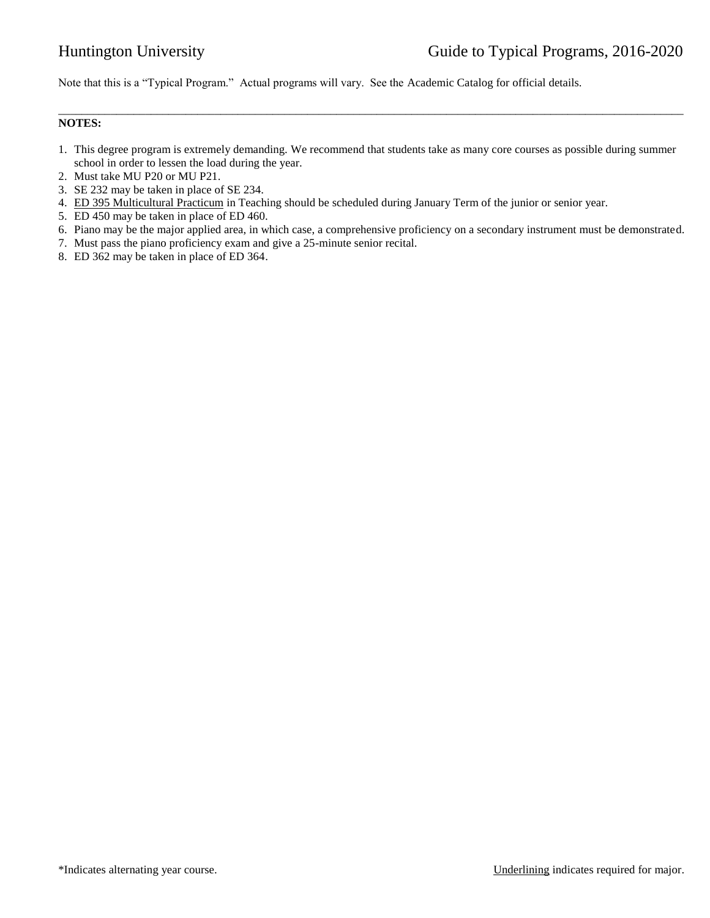Note that this is a "Typical Program." Actual programs will vary. See the Academic Catalog for official details.

**NOTES:**

1. This degree program is extremely demanding. We recommend that students take as many core courses as possible during summer school in order to lessen the load during the year.
2. Must take MU P20 or MU P21.
3. SE 232 may be taken in place of SE 234.
4. <u>ED 395 Multicultural Practicum</u> in Teaching should be scheduled during January Term of the junior or senior year.
5. ED 450 may be taken in place of ED 460.
6. Piano may be the major applied area, in which case, a comprehensive proficiency on a secondary instrument must be demonstrated.
7. Must pass the piano proficiency exam and give a 25-minute senior recital.
8. ED 362 may be taken in place of ED 364.

*Indicates alternating year course.

<u>Underlining</u> indicates required for major.